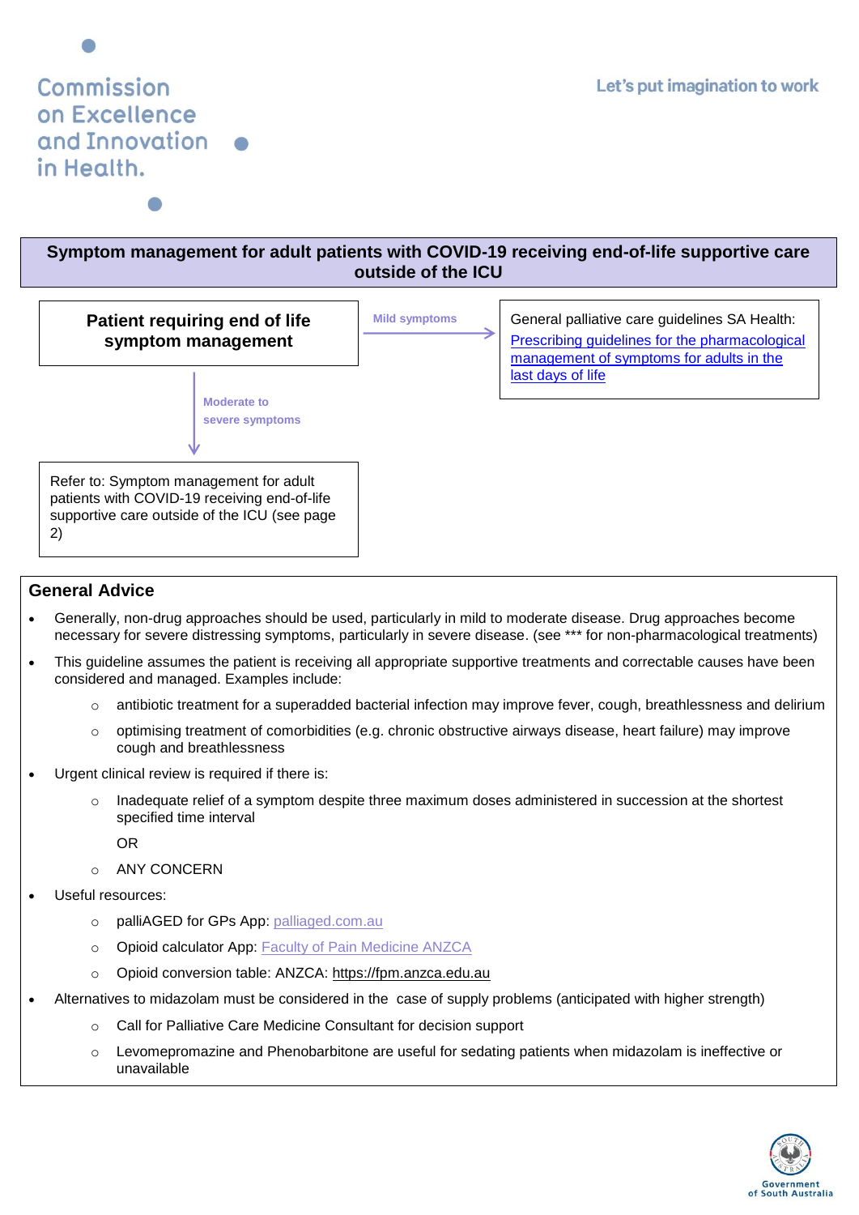Commission on Excellence and Innovation in Health.

Let's put imagination to work

# Symptom management for adult patients with COVID-19 receiving end-of-life supportive care outside of the ICU

**Patient requiring end of life symptom management**

**Mild symptoms** → General palliative care guidelines SA Health: [Prescribing guidelines for the pharmacological management of symptoms for adults in the last days of life]

**Moderate to severe symptoms** → Refer to: Symptom management for adult patients with COVID-19 receiving end-of-life supportive care outside of the ICU (see page 2)

## General Advice

- Generally, non-drug approaches should be used, particularly in mild to moderate disease. Drug approaches become necessary for severe distressing symptoms, particularly in severe disease. (see *** for non-pharmacological treatments)
- This guideline assumes the patient is receiving all appropriate supportive treatments and correctable causes have been considered and managed. Examples include:
  - antibiotic treatment for a superadded bacterial infection may improve fever, cough, breathlessness and delirium
  - optimising treatment of comorbidities (e.g. chronic obstructive airways disease, heart failure) may improve cough and breathlessness
- Urgent clinical review is required if there is:
  - Inadequate relief of a symptom despite three maximum doses administered in succession at the shortest specified time interval

    OR
  - ANY CONCERN
- Useful resources:
  - palliAGED for GPs App: palliaged.com.au
  - Opioid calculator App: Faculty of Pain Medicine ANZCA
  - Opioid conversion table: ANZCA: https://fpm.anzca.edu.au
- Alternatives to midazolam must be considered in the case of supply problems (anticipated with higher strength)
  - Call for Palliative Care Medicine Consultant for decision support
  - Levomepromazine and Phenobarbitone are useful for sedating patients when midazolam is ineffective or unavailable

Government of South Australia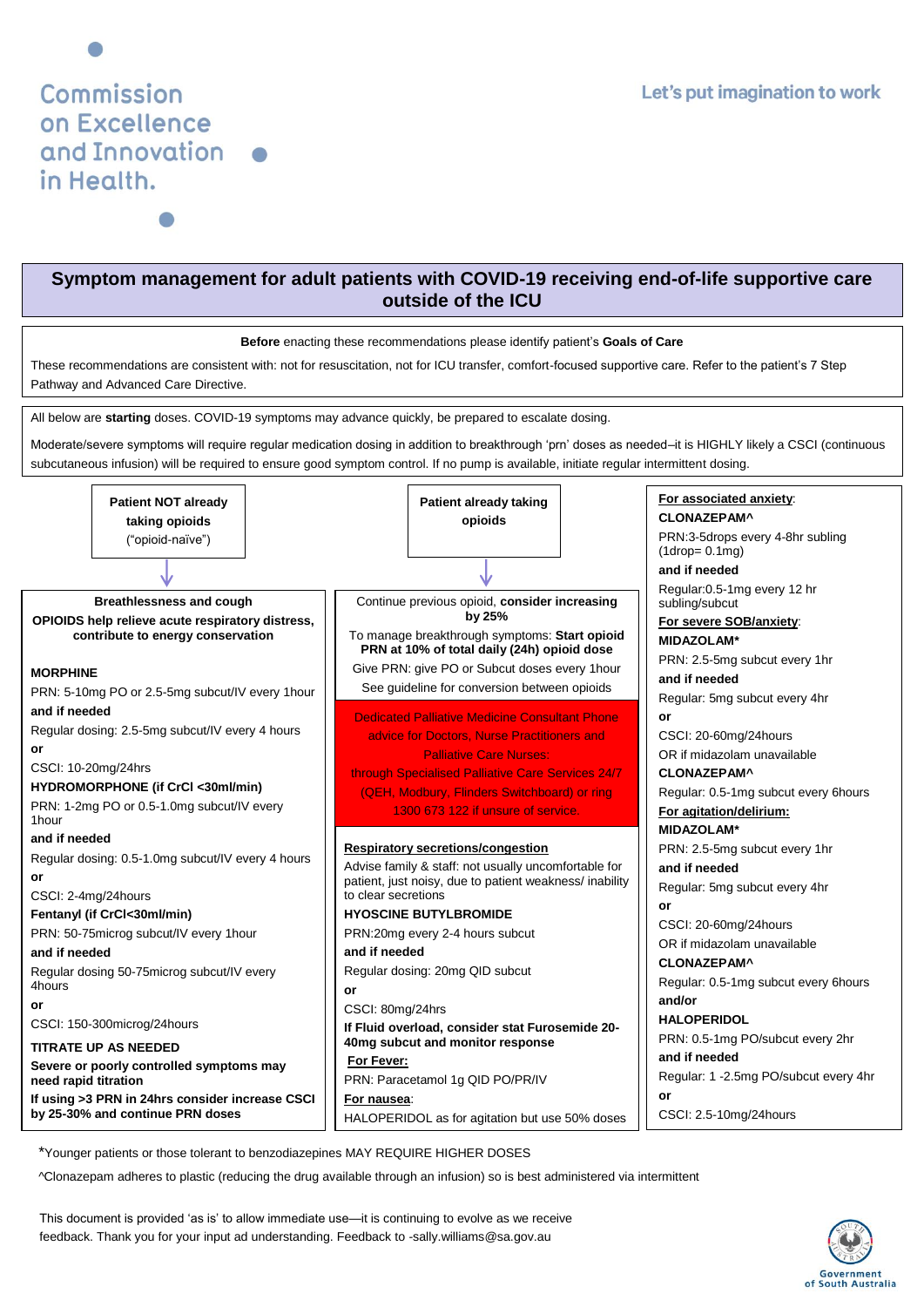Commission on Excellence and Innovation in Health.

Let's put imagination to work

# Symptom management for adult patients with COVID-19 receiving end-of-life supportive care outside of the ICU

**Before** enacting these recommendations please identify patient's **Goals of Care**

These recommendations are consistent with: not for resuscitation, not for ICU transfer, comfort-focused supportive care. Refer to the patient's 7 Step Pathway and Advanced Care Directive.

All below are **starting** doses. COVID-19 symptoms may advance quickly, be prepared to escalate dosing.

Moderate/severe symptoms will require regular medication dosing in addition to breakthrough 'prn' doses as needed–it is HIGHLY likely a CSCI (continuous subcutaneous infusion) will be required to ensure good symptom control. If no pump is available, initiate regular intermittent dosing.

## Patient NOT already taking opioids ("opioid-naïve")

**Breathlessness and cough**

**OPIOIDS help relieve acute respiratory distress, contribute to energy conservation**

**MORPHINE**

PRN: 5-10mg PO or 2.5-5mg subcut/IV every 1hour

**and if needed**

Regular dosing: 2.5-5mg subcut/IV every 4 hours

**or**

CSCI: 10-20mg/24hrs

**HYDROMORPHONE (if CrCl <30ml/min)**

PRN: 1-2mg PO or 0.5-1.0mg subcut/IV every 1hour

**and if needed**

Regular dosing: 0.5-1.0mg subcut/IV every 4 hours

**or**

CSCI: 2-4mg/24hours

**Fentanyl (if CrCl<30ml/min)**

PRN: 50-75microg subcut/IV every 1hour

**and if needed**

Regular dosing 50-75microg subcut/IV every 4hours

**or**

CSCI: 150-300microg/24hours

**TITRATE UP AS NEEDED**

**Severe or poorly controlled symptoms may need rapid titration**

**If using >3 PRN in 24hrs consider increase CSCI by 25-30% and continue PRN doses**

## Patient already taking opioids

Continue previous opioid, **consider increasing by 25%**

To manage breakthrough symptoms: **Start opioid PRN at 10% of total daily (24h) opioid dose**

Give PRN: give PO or Subcut doses every 1hour

See guideline for conversion between opioids

Dedicated Palliative Medicine Consultant Phone advice for Doctors, Nurse Practitioners and Palliative Care Nurses: through Specialised Palliative Care Services 24/7 (QEH, Modbury, Flinders Switchboard) or ring 1300 673 122 if unsure of service.

**Respiratory secretions/congestion**

Advise family & staff: not usually uncomfortable for patient, just noisy, due to patient weakness/ inability to clear secretions

**HYOSCINE BUTYLBROMIDE**

PRN:20mg every 2-4 hours subcut

**and if needed**

Regular dosing: 20mg QID subcut

**or**

CSCI: 80mg/24hrs

**If Fluid overload, consider stat Furosemide 20-40mg subcut and monitor response**

**For Fever:**

PRN: Paracetamol 1g QID PO/PR/IV

**For nausea**:

HALOPERIDOL as for agitation but use 50% doses

## For associated anxiety:

**CLONAZEPAM^**

PRN:3-5drops every 4-8hr subling (1drop= 0.1mg)

**and if needed**

Regular:0.5-1mg every 12 hr subling/subcut

**For severe SOB/anxiety**:

**MIDAZOLAM***

PRN: 2.5-5mg subcut every 1hr

**and if needed**

Regular: 5mg subcut every 4hr

**or**

CSCI: 20-60mg/24hours

OR if midazolam unavailable

**CLONAZEPAM^**

Regular: 0.5-1mg subcut every 6hours

**For agitation/delirium:**

**MIDAZOLAM***

PRN: 2.5-5mg subcut every 1hr

**and if needed**

Regular: 5mg subcut every 4hr

**or**

CSCI: 20-60mg/24hours

OR if midazolam unavailable

**CLONAZEPAM^**

Regular: 0.5-1mg subcut every 6hours

**and/or**

**HALOPERIDOL**

PRN: 0.5-1mg PO/subcut every 2hr

**and if needed**

Regular: 1 -2.5mg PO/subcut every 4hr

**or**

CSCI: 2.5-10mg/24hours

*Younger patients or those tolerant to benzodiazepines MAY REQUIRE HIGHER DOSES

^Clonazepam adheres to plastic (reducing the drug available through an infusion) so is best administered via intermittent

This document is provided 'as is' to allow immediate use—it is continuing to evolve as we receive feedback. Thank you for your input ad understanding. Feedback to -sally.williams@sa.gov.au

Government of South Australia